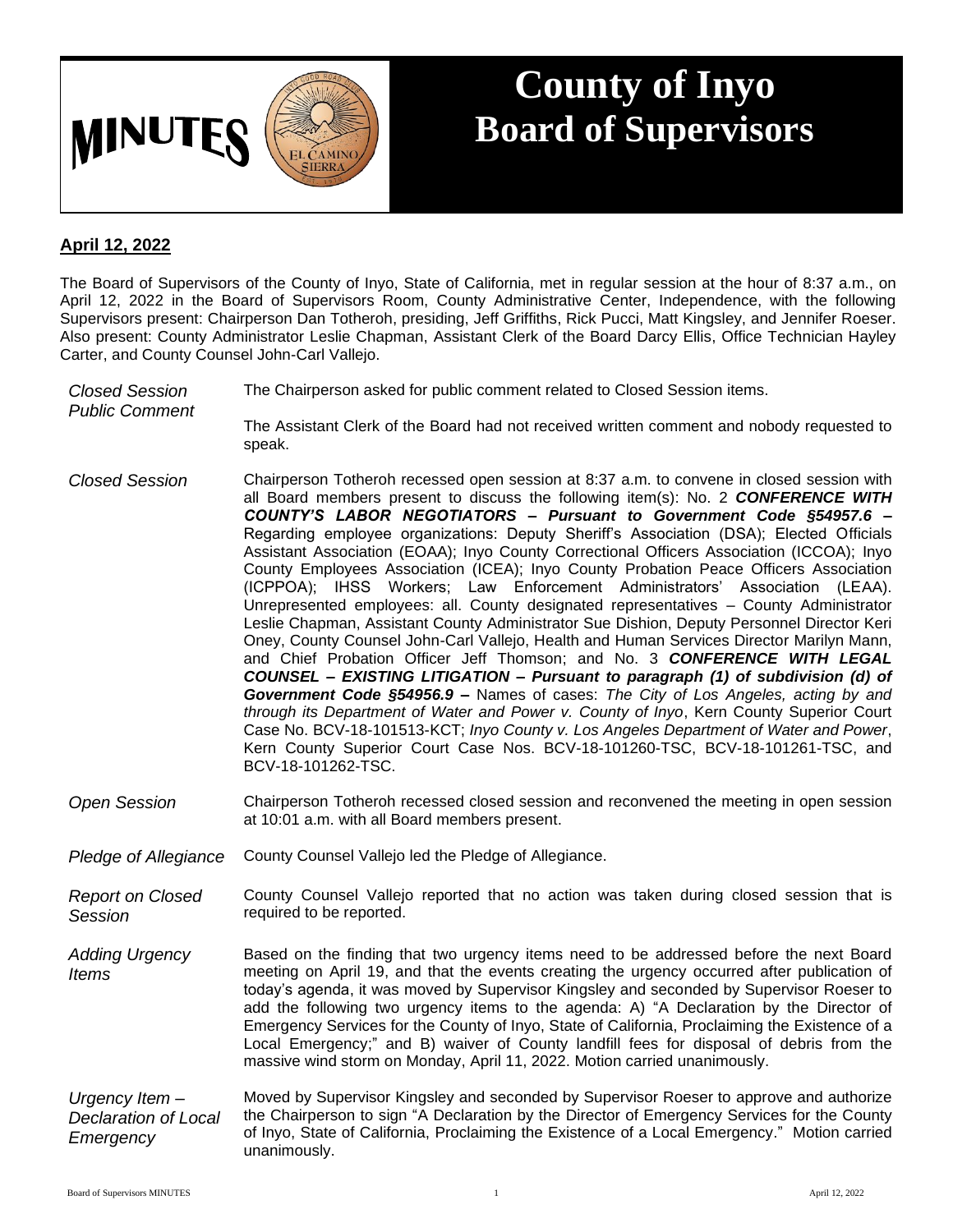# MINUTES

# County of Inyo Board of Supervisors

**April 12, 2022**

The Board of Supervisors of the County of Inyo, State of California, met in regular session at the hour of 8:37 a.m., on April 12, 2022 in the Board of Supervisors Room, County Administrative Center, Independence, with the following Supervisors present: Chairperson Dan Totheroh, presiding, Jeff Griffiths, Rick Pucci, Matt Kingsley, and Jennifer Roeser. Also present: County Administrator Leslie Chapman, Assistant Clerk of the Board Darcy Ellis, Office Technician Hayley Carter, and County Counsel John-Carl Vallejo.

*Closed Session Public Comment*

The Chairperson asked for public comment related to Closed Session items.

The Assistant Clerk of the Board had not received written comment and nobody requested to speak.

*Closed Session*

Chairperson Totheroh recessed open session at 8:37 a.m. to convene in closed session with all Board members present to discuss the following item(s): No. 2 ***CONFERENCE WITH COUNTY'S LABOR NEGOTIATORS – Pursuant to Government Code §54957.6 –*** Regarding employee organizations: Deputy Sheriff's Association (DSA); Elected Officials Assistant Association (EOAA); Inyo County Correctional Officers Association (ICCOA); Inyo County Employees Association (ICEA); Inyo County Probation Peace Officers Association (ICPPOA); IHSS Workers; Law Enforcement Administrators' Association (LEAA). Unrepresented employees: all. County designated representatives – County Administrator Leslie Chapman, Assistant County Administrator Sue Dishion, Deputy Personnel Director Keri Oney, County Counsel John-Carl Vallejo, Health and Human Services Director Marilyn Mann, and Chief Probation Officer Jeff Thomson; and No. 3 ***CONFERENCE WITH LEGAL COUNSEL – EXISTING LITIGATION – Pursuant to paragraph (1) of subdivision (d) of Government Code §54956.9 –*** Names of cases: *The City of Los Angeles, acting by and through its Department of Water and Power v. County of Inyo*, Kern County Superior Court Case No. BCV-18-101513-KCT; *Inyo County v. Los Angeles Department of Water and Power*, Kern County Superior Court Case Nos. BCV-18-101260-TSC, BCV-18-101261-TSC, and BCV-18-101262-TSC.

*Open Session*

Chairperson Totheroh recessed closed session and reconvened the meeting in open session at 10:01 a.m. with all Board members present.

*Pledge of Allegiance*

County Counsel Vallejo led the Pledge of Allegiance.

*Report on Closed Session*

County Counsel Vallejo reported that no action was taken during closed session that is required to be reported.

*Adding Urgency Items*

Based on the finding that two urgency items need to be addressed before the next Board meeting on April 19, and that the events creating the urgency occurred after publication of today's agenda, it was moved by Supervisor Kingsley and seconded by Supervisor Roeser to add the following two urgency items to the agenda: A) "A Declaration by the Director of Emergency Services for the County of Inyo, State of California, Proclaiming the Existence of a Local Emergency;" and B) waiver of County landfill fees for disposal of debris from the massive wind storm on Monday, April 11, 2022. Motion carried unanimously.

*Urgency Item – Declaration of Local Emergency*

Moved by Supervisor Kingsley and seconded by Supervisor Roeser to approve and authorize the Chairperson to sign "A Declaration by the Director of Emergency Services for the County of Inyo, State of California, Proclaiming the Existence of a Local Emergency." Motion carried unanimously.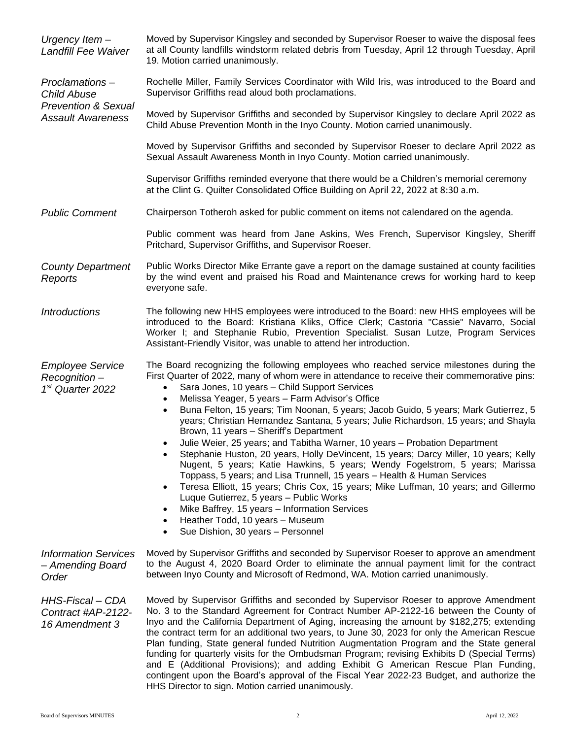*Urgency Item – Landfill Fee Waiver*

Moved by Supervisor Kingsley and seconded by Supervisor Roeser to waive the disposal fees at all County landfills windstorm related debris from Tuesday, April 12 through Tuesday, April 19. Motion carried unanimously.

*Proclamations – Child Abuse Prevention & Sexual Assault Awareness*

Rochelle Miller, Family Services Coordinator with Wild Iris, was introduced to the Board and Supervisor Griffiths read aloud both proclamations.

Moved by Supervisor Griffiths and seconded by Supervisor Kingsley to declare April 2022 as Child Abuse Prevention Month in the Inyo County. Motion carried unanimously.

Moved by Supervisor Griffiths and seconded by Supervisor Roeser to declare April 2022 as Sexual Assault Awareness Month in Inyo County. Motion carried unanimously.

Supervisor Griffiths reminded everyone that there would be a Children's memorial ceremony at the Clint G. Quilter Consolidated Office Building on April 22, 2022 at 8:30 a.m.

*Public Comment*

Chairperson Totheroh asked for public comment on items not calendared on the agenda.

Public comment was heard from Jane Askins, Wes French, Supervisor Kingsley, Sheriff Pritchard, Supervisor Griffiths, and Supervisor Roeser.

*County Department Reports*

Public Works Director Mike Errante gave a report on the damage sustained at county facilities by the wind event and praised his Road and Maintenance crews for working hard to keep everyone safe.

*Introductions*

The following new HHS employees were introduced to the Board: new HHS employees will be introduced to the Board: Kristiana Kliks, Office Clerk; Castoria "Cassie" Navarro, Social Worker I; and Stephanie Rubio, Prevention Specialist. Susan Lutze, Program Services Assistant-Friendly Visitor, was unable to attend her introduction.

*Employee Service Recognition – 1st Quarter 2022*

The Board recognizing the following employees who reached service milestones during the First Quarter of 2022, many of whom were in attendance to receive their commemorative pins:

- Sara Jones, 10 years – Child Support Services
- Melissa Yeager, 5 years – Farm Advisor's Office
- Buna Felton, 15 years; Tim Noonan, 5 years; Jacob Guido, 5 years; Mark Gutierrez, 5 years; Christian Hernandez Santana, 5 years; Julie Richardson, 15 years; and Shayla Brown, 11 years – Sheriff's Department
- Julie Weier, 25 years; and Tabitha Warner, 10 years – Probation Department
- Stephanie Huston, 20 years, Holly DeVincent, 15 years; Darcy Miller, 10 years; Kelly Nugent, 5 years; Katie Hawkins, 5 years; Wendy Fogelstrom, 5 years; Marissa Toppass, 5 years; and Lisa Trunnell, 15 years – Health & Human Services
- Teresa Elliott, 15 years; Chris Cox, 15 years; Mike Luffman, 10 years; and Gillermo Luque Gutierrez, 5 years – Public Works
- Mike Baffrey, 15 years – Information Services
- Heather Todd, 10 years – Museum
- Sue Dishion, 30 years – Personnel

*Information Services – Amending Board Order*

Moved by Supervisor Griffiths and seconded by Supervisor Roeser to approve an amendment to the August 4, 2020 Board Order to eliminate the annual payment limit for the contract between Inyo County and Microsoft of Redmond, WA. Motion carried unanimously.

*HHS-Fiscal – CDA Contract #AP-2122-16 Amendment 3*

Moved by Supervisor Griffiths and seconded by Supervisor Roeser to approve Amendment No. 3 to the Standard Agreement for Contract Number AP-2122-16 between the County of Inyo and the California Department of Aging, increasing the amount by $182,275; extending the contract term for an additional two years, to June 30, 2023 for only the American Rescue Plan funding, State general funded Nutrition Augmentation Program and the State general funding for quarterly visits for the Ombudsman Program; revising Exhibits D (Special Terms) and E (Additional Provisions); and adding Exhibit G American Rescue Plan Funding, contingent upon the Board's approval of the Fiscal Year 2022-23 Budget, and authorize the HHS Director to sign. Motion carried unanimously.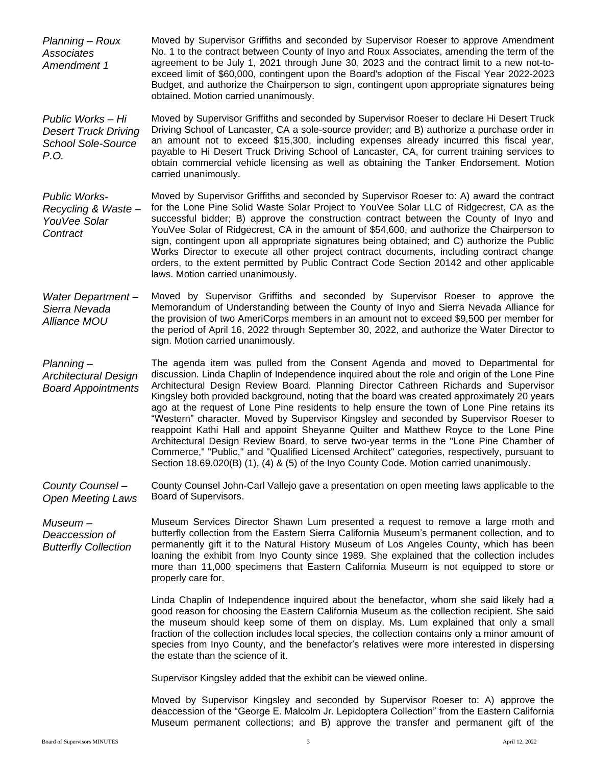*Planning – Roux Associates Amendment 1*

Moved by Supervisor Griffiths and seconded by Supervisor Roeser to approve Amendment No. 1 to the contract between County of Inyo and Roux Associates, amending the term of the agreement to be July 1, 2021 through June 30, 2023 and the contract limit to a new not-to-exceed limit of $60,000, contingent upon the Board's adoption of the Fiscal Year 2022-2023 Budget, and authorize the Chairperson to sign, contingent upon appropriate signatures being obtained. Motion carried unanimously.

*Public Works – Hi Desert Truck Driving School Sole-Source P.O.*

Moved by Supervisor Griffiths and seconded by Supervisor Roeser to declare Hi Desert Truck Driving School of Lancaster, CA a sole-source provider; and B) authorize a purchase order in an amount not to exceed $15,300, including expenses already incurred this fiscal year, payable to Hi Desert Truck Driving School of Lancaster, CA, for current training services to obtain commercial vehicle licensing as well as obtaining the Tanker Endorsement. Motion carried unanimously.

*Public Works-Recycling & Waste – YouVee Solar Contract*

Moved by Supervisor Griffiths and seconded by Supervisor Roeser to: A) award the contract for the Lone Pine Solid Waste Solar Project to YouVee Solar LLC of Ridgecrest, CA as the successful bidder; B) approve the construction contract between the County of Inyo and YouVee Solar of Ridgecrest, CA in the amount of $54,600, and authorize the Chairperson to sign, contingent upon all appropriate signatures being obtained; and C) authorize the Public Works Director to execute all other project contract documents, including contract change orders, to the extent permitted by Public Contract Code Section 20142 and other applicable laws. Motion carried unanimously.

*Water Department – Sierra Nevada Alliance MOU*

Moved by Supervisor Griffiths and seconded by Supervisor Roeser to approve the Memorandum of Understanding between the County of Inyo and Sierra Nevada Alliance for the provision of two AmeriCorps members in an amount not to exceed $9,500 per member for the period of April 16, 2022 through September 30, 2022, and authorize the Water Director to sign. Motion carried unanimously.

*Planning – Architectural Design Board Appointments*

The agenda item was pulled from the Consent Agenda and moved to Departmental for discussion. Linda Chaplin of Independence inquired about the role and origin of the Lone Pine Architectural Design Review Board. Planning Director Cathreen Richards and Supervisor Kingsley both provided background, noting that the board was created approximately 20 years ago at the request of Lone Pine residents to help ensure the town of Lone Pine retains its "Western" character. Moved by Supervisor Kingsley and seconded by Supervisor Roeser to reappoint Kathi Hall and appoint Sheyanne Quilter and Matthew Royce to the Lone Pine Architectural Design Review Board, to serve two-year terms in the "Lone Pine Chamber of Commerce," "Public," and "Qualified Licensed Architect" categories, respectively, pursuant to Section 18.69.020(B) (1), (4) & (5) of the Inyo County Code. Motion carried unanimously.

*County Counsel – Open Meeting Laws*

County Counsel John-Carl Vallejo gave a presentation on open meeting laws applicable to the Board of Supervisors.

*Museum – Deaccession of Butterfly Collection*

Museum Services Director Shawn Lum presented a request to remove a large moth and butterfly collection from the Eastern Sierra California Museum's permanent collection, and to permanently gift it to the Natural History Museum of Los Angeles County, which has been loaning the exhibit from Inyo County since 1989. She explained that the collection includes more than 11,000 specimens that Eastern California Museum is not equipped to store or properly care for.

Linda Chaplin of Independence inquired about the benefactor, whom she said likely had a good reason for choosing the Eastern California Museum as the collection recipient. She said the museum should keep some of them on display. Ms. Lum explained that only a small fraction of the collection includes local species, the collection contains only a minor amount of species from Inyo County, and the benefactor's relatives were more interested in dispersing the estate than the science of it.

Supervisor Kingsley added that the exhibit can be viewed online.

Moved by Supervisor Kingsley and seconded by Supervisor Roeser to: A) approve the deaccession of the "George E. Malcolm Jr. Lepidoptera Collection" from the Eastern California Museum permanent collections; and B) approve the transfer and permanent gift of the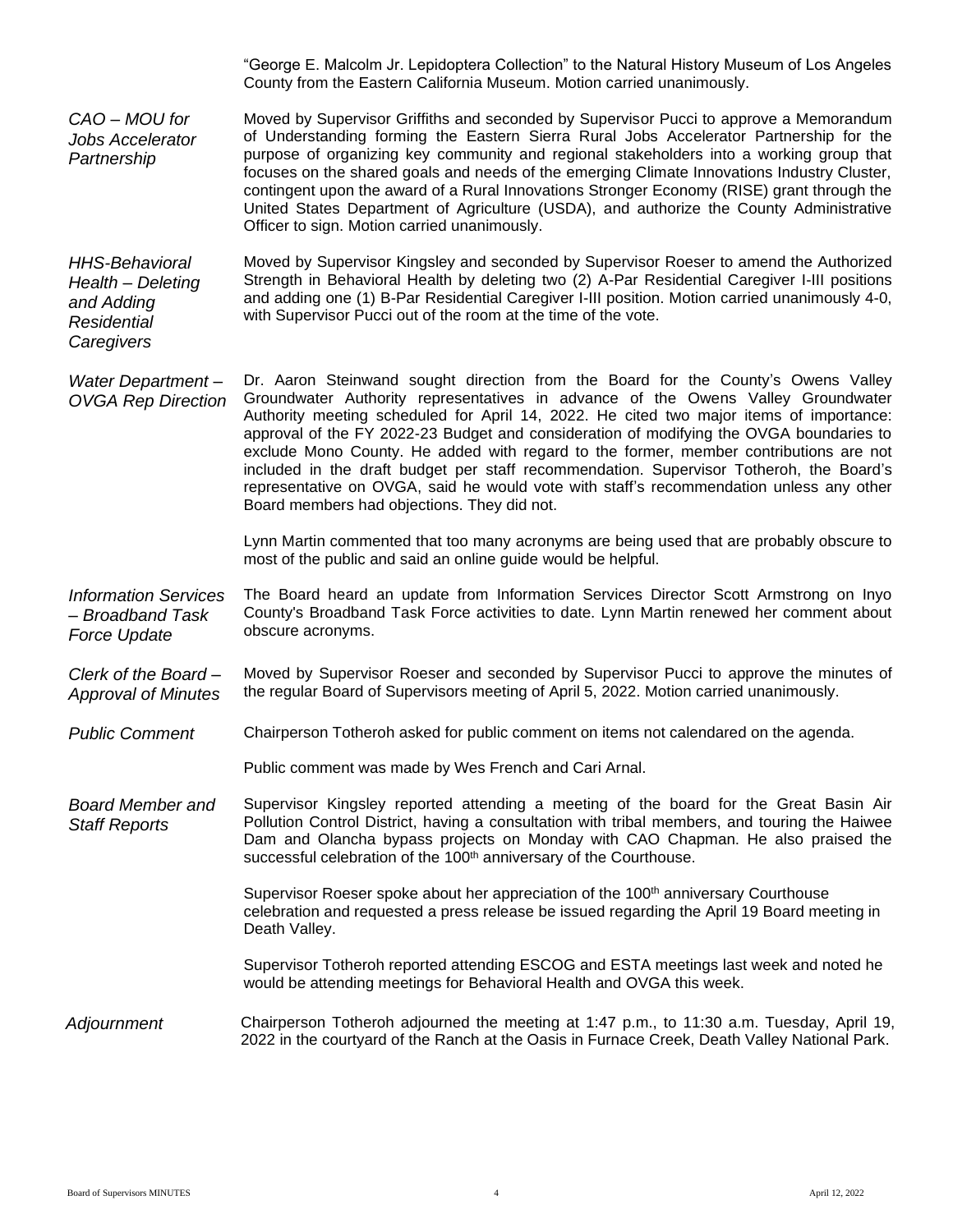"George E. Malcolm Jr. Lepidoptera Collection" to the Natural History Museum of Los Angeles County from the Eastern California Museum. Motion carried unanimously.

*CAO – MOU for Jobs Accelerator Partnership*

Moved by Supervisor Griffiths and seconded by Supervisor Pucci to approve a Memorandum of Understanding forming the Eastern Sierra Rural Jobs Accelerator Partnership for the purpose of organizing key community and regional stakeholders into a working group that focuses on the shared goals and needs of the emerging Climate Innovations Industry Cluster, contingent upon the award of a Rural Innovations Stronger Economy (RISE) grant through the United States Department of Agriculture (USDA), and authorize the County Administrative Officer to sign. Motion carried unanimously.

*HHS-Behavioral Health – Deleting and Adding Residential Caregivers*

Moved by Supervisor Kingsley and seconded by Supervisor Roeser to amend the Authorized Strength in Behavioral Health by deleting two (2) A-Par Residential Caregiver I-III positions and adding one (1) B-Par Residential Caregiver I-III position. Motion carried unanimously 4-0, with Supervisor Pucci out of the room at the time of the vote.

*Water Department – OVGA Rep Direction*

Dr. Aaron Steinwand sought direction from the Board for the County's Owens Valley Groundwater Authority representatives in advance of the Owens Valley Groundwater Authority meeting scheduled for April 14, 2022. He cited two major items of importance: approval of the FY 2022-23 Budget and consideration of modifying the OVGA boundaries to exclude Mono County. He added with regard to the former, member contributions are not included in the draft budget per staff recommendation. Supervisor Totheroh, the Board's representative on OVGA, said he would vote with staff's recommendation unless any other Board members had objections. They did not.

Lynn Martin commented that too many acronyms are being used that are probably obscure to most of the public and said an online guide would be helpful.

*Information Services – Broadband Task Force Update*

The Board heard an update from Information Services Director Scott Armstrong on Inyo County's Broadband Task Force activities to date. Lynn Martin renewed her comment about obscure acronyms.

*Clerk of the Board – Approval of Minutes*

Moved by Supervisor Roeser and seconded by Supervisor Pucci to approve the minutes of the regular Board of Supervisors meeting of April 5, 2022. Motion carried unanimously.

*Public Comment*

Chairperson Totheroh asked for public comment on items not calendared on the agenda.

Public comment was made by Wes French and Cari Arnal.

*Board Member and Staff Reports*

Supervisor Kingsley reported attending a meeting of the board for the Great Basin Air Pollution Control District, having a consultation with tribal members, and touring the Haiwee Dam and Olancha bypass projects on Monday with CAO Chapman. He also praised the successful celebration of the 100th anniversary of the Courthouse.

Supervisor Roeser spoke about her appreciation of the 100th anniversary Courthouse celebration and requested a press release be issued regarding the April 19 Board meeting in Death Valley.

Supervisor Totheroh reported attending ESCOG and ESTA meetings last week and noted he would be attending meetings for Behavioral Health and OVGA this week.

*Adjournment*

Chairperson Totheroh adjourned the meeting at 1:47 p.m., to 11:30 a.m. Tuesday, April 19, 2022 in the courtyard of the Ranch at the Oasis in Furnace Creek, Death Valley National Park.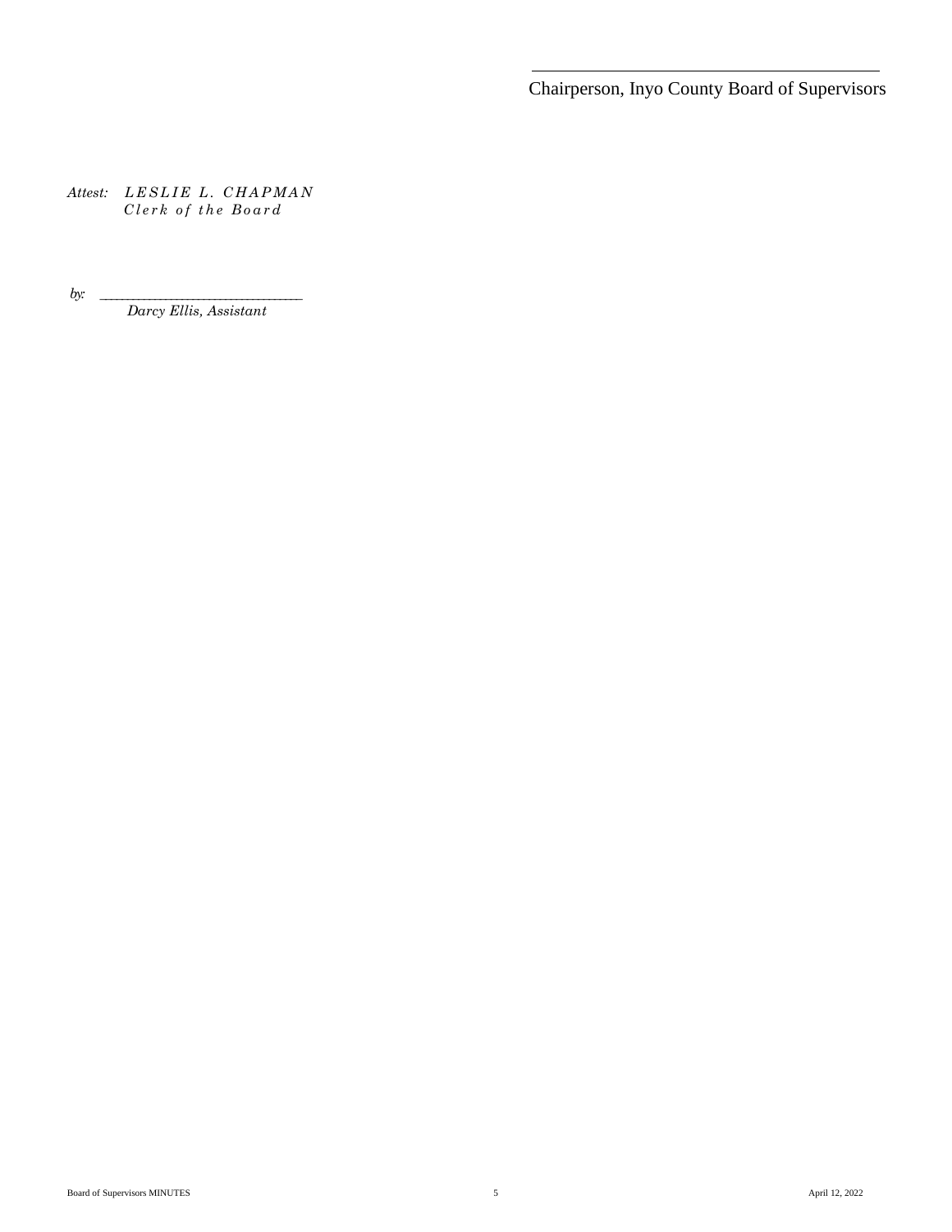\_\_\_\_\_\_\_\_\_\_\_\_\_\_\_\_\_\_\_\_\_\_\_\_\_\_\_\_\_\_\_\_\_\_\_\_\_\_\_\_

Chairperson, Inyo County Board of Supervisors

*Attest:* *LESLIE L. CHAPMAN*
*Clerk of the Board*

*by:* \_\_\_\_\_\_\_\_\_\_\_\_\_\_\_\_\_\_\_\_\_\_\_\_\_\_\_\_\_\_\_\_
*Darcy Ellis, Assistant*